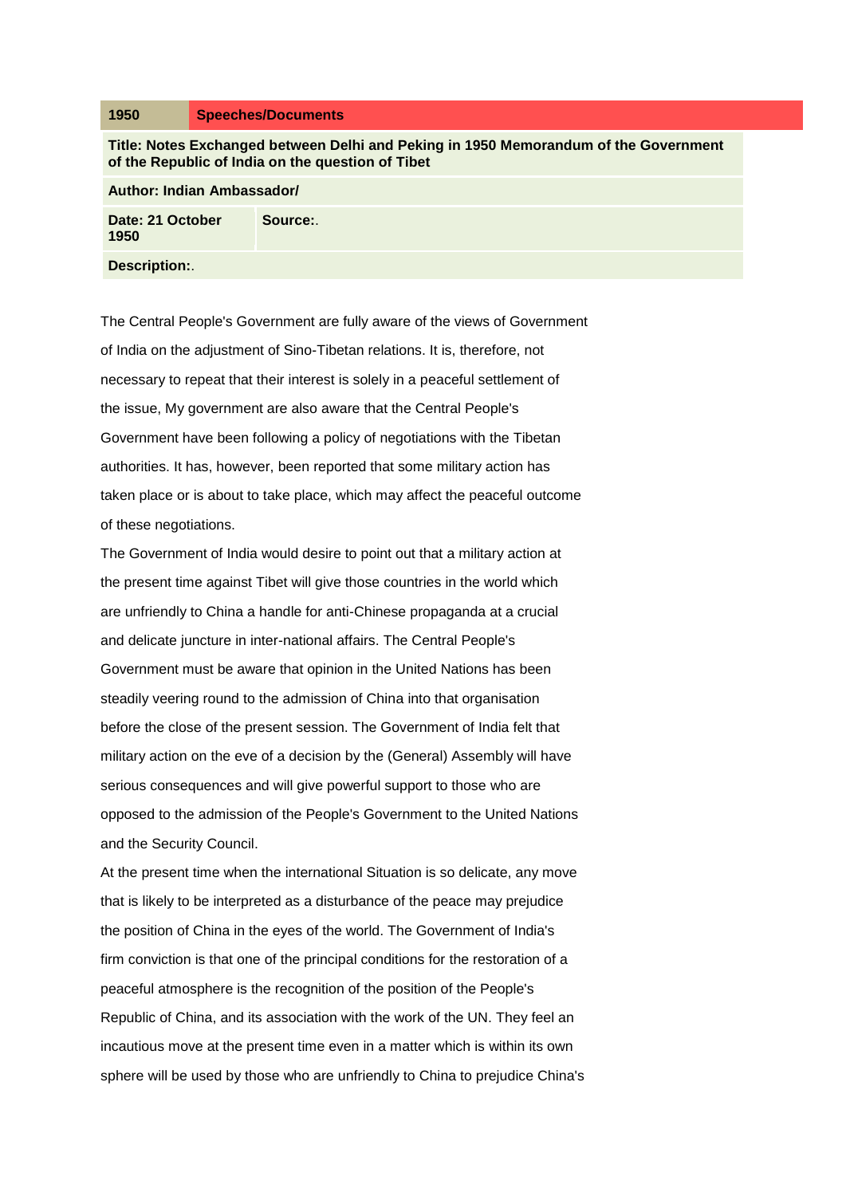| 1950 | Speeches/Documents |
|---|---|

**Title: Notes Exchanged between Delhi and Peking in 1950 Memorandum of the Government of the Republic of India on the question of Tibet**

**Author: Indian Ambassador/**

| **Date: 21 October 1950** | **Source:**. |
|---|---|

**Description:**.

The Central People's Government are fully aware of the views of Government of India on the adjustment of Sino-Tibetan relations. It is, therefore, not necessary to repeat that their interest is solely in a peaceful settlement of the issue, My government are also aware that the Central People's Government have been following a policy of negotiations with the Tibetan authorities. It has, however, been reported that some military action has taken place or is about to take place, which may affect the peaceful outcome of these negotiations.

The Government of India would desire to point out that a military action at the present time against Tibet will give those countries in the world which are unfriendly to China a handle for anti-Chinese propaganda at a crucial and delicate juncture in inter-national affairs. The Central People's Government must be aware that opinion in the United Nations has been steadily veering round to the admission of China into that organisation before the close of the present session. The Government of India felt that military action on the eve of a decision by the (General) Assembly will have serious consequences and will give powerful support to those who are opposed to the admission of the People's Government to the United Nations and the Security Council.

At the present time when the international Situation is so delicate, any move that is likely to be interpreted as a disturbance of the peace may prejudice the position of China in the eyes of the world. The Government of India's firm conviction is that one of the principal conditions for the restoration of a peaceful atmosphere is the recognition of the position of the People's Republic of China, and its association with the work of the UN. They feel an incautious move at the present time even in a matter which is within its own sphere will be used by those who are unfriendly to China to prejudice China's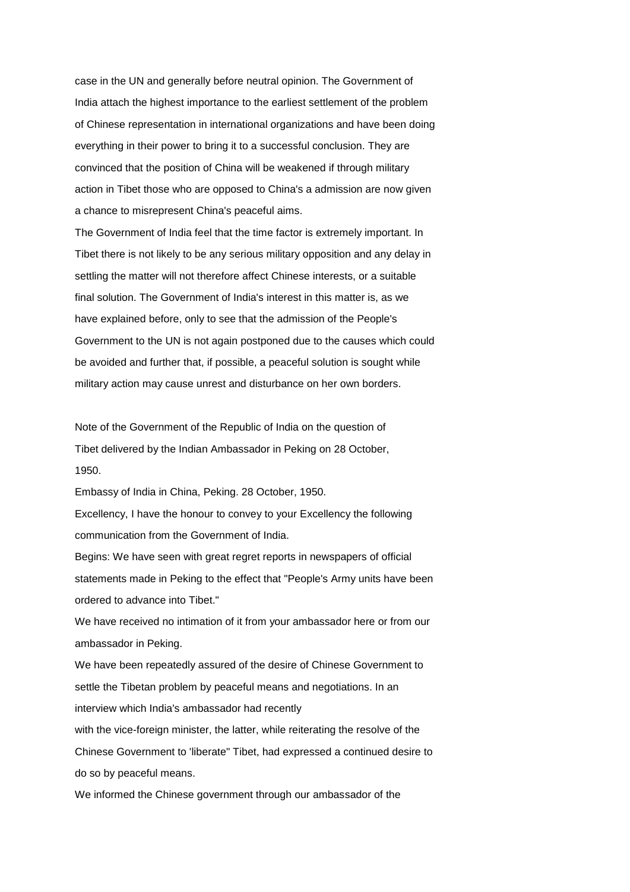case in the UN and generally before neutral opinion. The Government of India attach the highest importance to the earliest settlement of the problem of Chinese representation in international organizations and have been doing everything in their power to bring it to a successful conclusion. They are convinced that the position of China will be weakened if through military action in Tibet those who are opposed to China's a admission are now given a chance to misrepresent China's peaceful aims.

The Government of India feel that the time factor is extremely important. In Tibet there is not likely to be any serious military opposition and any delay in settling the matter will not therefore affect Chinese interests, or a suitable final solution. The Government of India's interest in this matter is, as we have explained before, only to see that the admission of the People's Government to the UN is not again postponed due to the causes which could be avoided and further that, if possible, a peaceful solution is sought while military action may cause unrest and disturbance on her own borders.

Note of the Government of the Republic of India on the question of Tibet delivered by the Indian Ambassador in Peking on 28 October, 1950.

Embassy of India in China, Peking. 28 October, 1950.

Excellency, I have the honour to convey to your Excellency the following communication from the Government of India.

Begins: We have seen with great regret reports in newspapers of official statements made in Peking to the effect that "People's Army units have been ordered to advance into Tibet."

We have received no intimation of it from your ambassador here or from our ambassador in Peking.

We have been repeatedly assured of the desire of Chinese Government to settle the Tibetan problem by peaceful means and negotiations. In an interview which India's ambassador had recently with the vice-foreign minister, the latter, while reiterating the resolve of the Chinese Government to 'liberate" Tibet, had expressed a continued desire to do so by peaceful means.

We informed the Chinese government through our ambassador of the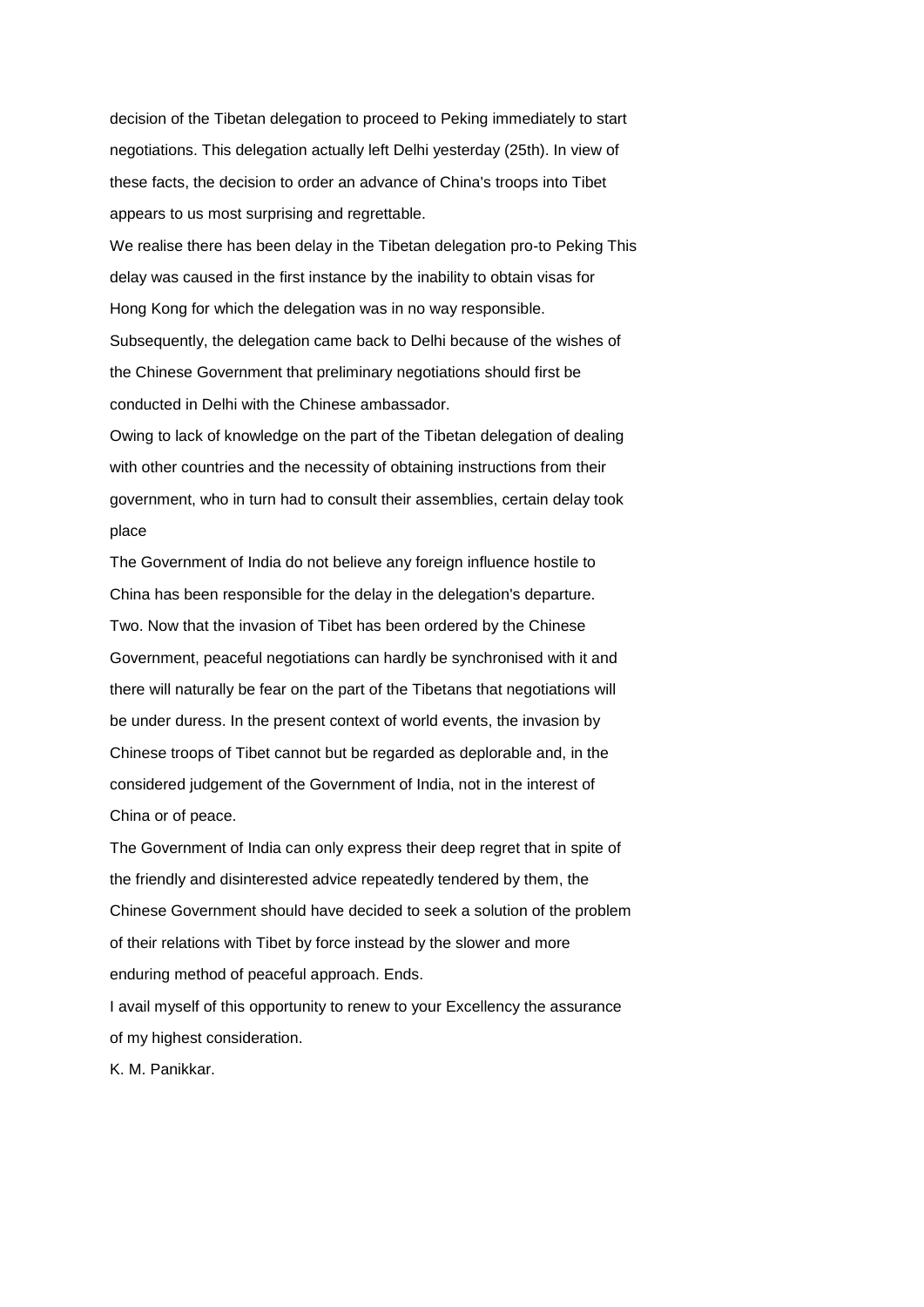decision of the Tibetan delegation to proceed to Peking immediately to start negotiations. This delegation actually left Delhi yesterday (25th). In view of these facts, the decision to order an advance of China's troops into Tibet appears to us most surprising and regrettable.

We realise there has been delay in the Tibetan delegation pro-to Peking This delay was caused in the first instance by the inability to obtain visas for Hong Kong for which the delegation was in no way responsible. Subsequently, the delegation came back to Delhi because of the wishes of the Chinese Government that preliminary negotiations should first be conducted in Delhi with the Chinese ambassador.

Owing to lack of knowledge on the part of the Tibetan delegation of dealing with other countries and the necessity of obtaining instructions from their government, who in turn had to consult their assemblies, certain delay took place

The Government of India do not believe any foreign influence hostile to China has been responsible for the delay in the delegation's departure.

Two. Now that the invasion of Tibet has been ordered by the Chinese Government, peaceful negotiations can hardly be synchronised with it and there will naturally be fear on the part of the Tibetans that negotiations will be under duress. In the present context of world events, the invasion by Chinese troops of Tibet cannot but be regarded as deplorable and, in the considered judgement of the Government of India, not in the interest of China or of peace.

The Government of India can only express their deep regret that in spite of the friendly and disinterested advice repeatedly tendered by them, the Chinese Government should have decided to seek a solution of the problem of their relations with Tibet by force instead by the slower and more enduring method of peaceful approach. Ends.

I avail myself of this opportunity to renew to your Excellency the assurance of my highest consideration.

K. M. Panikkar.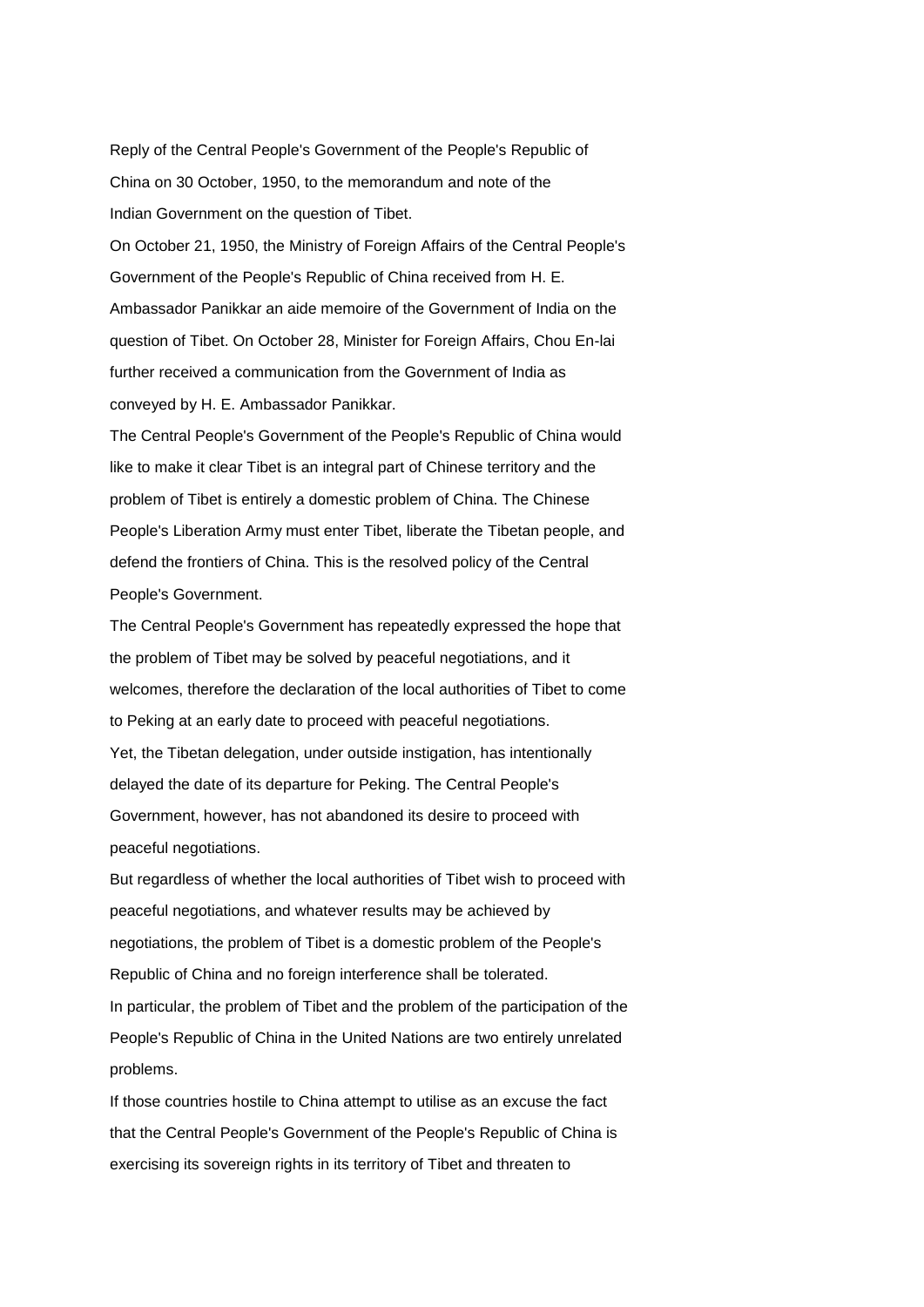Reply of the Central People's Government of the People's Republic of China on 30 October, 1950, to the memorandum and note of the Indian Government on the question of Tibet.

On October 21, 1950, the Ministry of Foreign Affairs of the Central People's Government of the People's Republic of China received from H. E. Ambassador Panikkar an aide memoire of the Government of India on the question of Tibet. On October 28, Minister for Foreign Affairs, Chou En-lai further received a communication from the Government of India as conveyed by H. E. Ambassador Panikkar.

The Central People's Government of the People's Republic of China would like to make it clear Tibet is an integral part of Chinese territory and the problem of Tibet is entirely a domestic problem of China. The Chinese People's Liberation Army must enter Tibet, liberate the Tibetan people, and defend the frontiers of China. This is the resolved policy of the Central People's Government.

The Central People's Government has repeatedly expressed the hope that the problem of Tibet may be solved by peaceful negotiations, and it welcomes, therefore the declaration of the local authorities of Tibet to come to Peking at an early date to proceed with peaceful negotiations.

Yet, the Tibetan delegation, under outside instigation, has intentionally delayed the date of its departure for Peking. The Central People's Government, however, has not abandoned its desire to proceed with peaceful negotiations.

But regardless of whether the local authorities of Tibet wish to proceed with peaceful negotiations, and whatever results may be achieved by negotiations, the problem of Tibet is a domestic problem of the People's Republic of China and no foreign interference shall be tolerated.

In particular, the problem of Tibet and the problem of the participation of the People's Republic of China in the United Nations are two entirely unrelated problems.

If those countries hostile to China attempt to utilise as an excuse the fact that the Central People's Government of the People's Republic of China is exercising its sovereign rights in its territory of Tibet and threaten to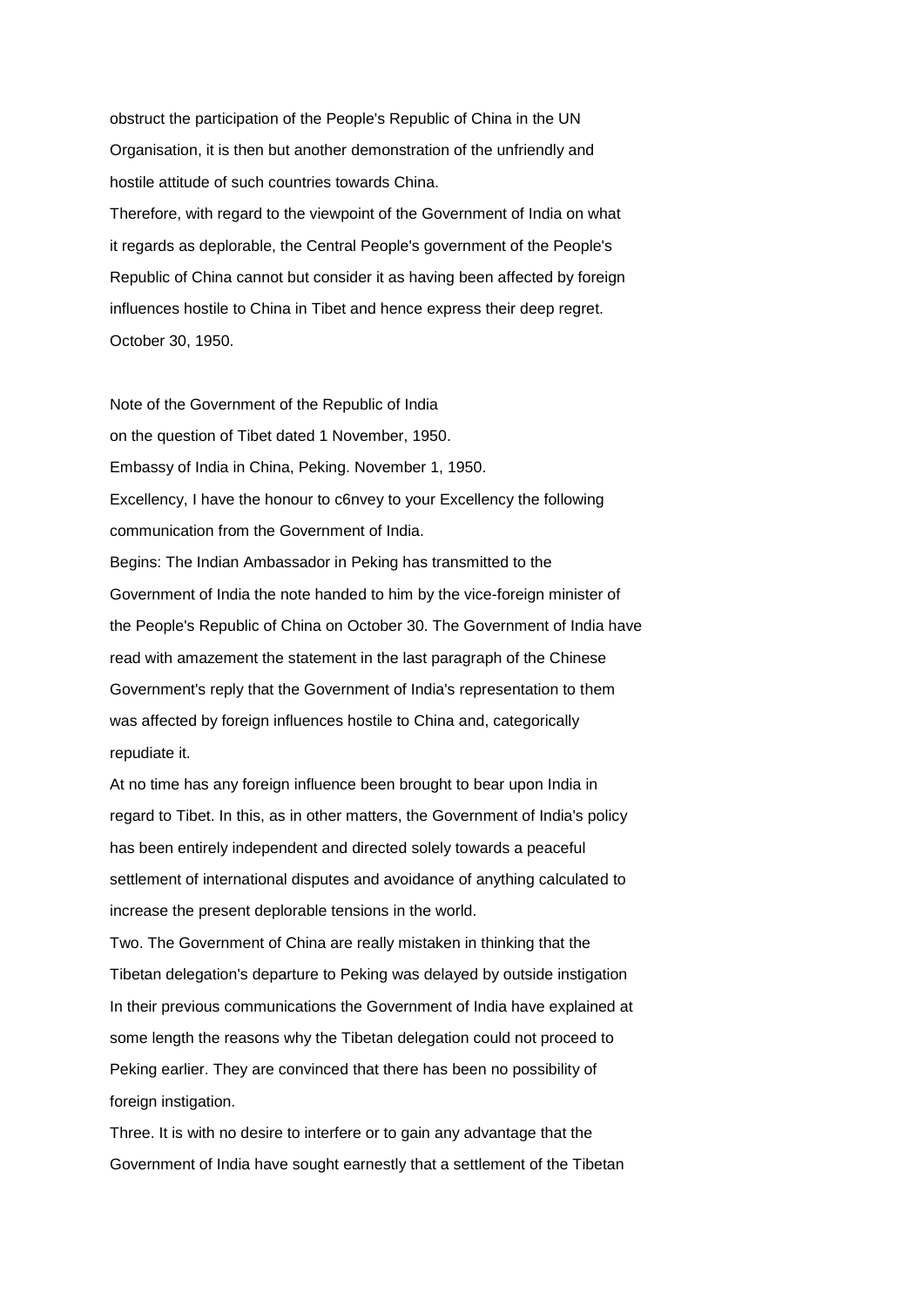obstruct the participation of the People's Republic of China in the UN Organisation, it is then but another demonstration of the unfriendly and hostile attitude of such countries towards China.

Therefore, with regard to the viewpoint of the Government of India on what it regards as deplorable, the Central People's government of the People's Republic of China cannot but consider it as having been affected by foreign influences hostile to China in Tibet and hence express their deep regret.

October 30, 1950.

Note of the Government of the Republic of India
on the question of Tibet dated 1 November, 1950.

Embassy of India in China, Peking. November 1, 1950.

Excellency, I have the honour to c6nvey to your Excellency the following communication from the Government of India.

Begins: The Indian Ambassador in Peking has transmitted to the Government of India the note handed to him by the vice-foreign minister of the People's Republic of China on October 30. The Government of India have read with amazement the statement in the last paragraph of the Chinese Government's reply that the Government of India's representation to them was affected by foreign influences hostile to China and, categorically repudiate it.

At no time has any foreign influence been brought to bear upon India in regard to Tibet. In this, as in other matters, the Government of India's policy has been entirely independent and directed solely towards a peaceful settlement of international disputes and avoidance of anything calculated to increase the present deplorable tensions in the world.

Two. The Government of China are really mistaken in thinking that the Tibetan delegation's departure to Peking was delayed by outside instigation In their previous communications the Government of India have explained at some length the reasons why the Tibetan delegation could not proceed to Peking earlier. They are convinced that there has been no possibility of foreign instigation.

Three. It is with no desire to interfere or to gain any advantage that the Government of India have sought earnestly that a settlement of the Tibetan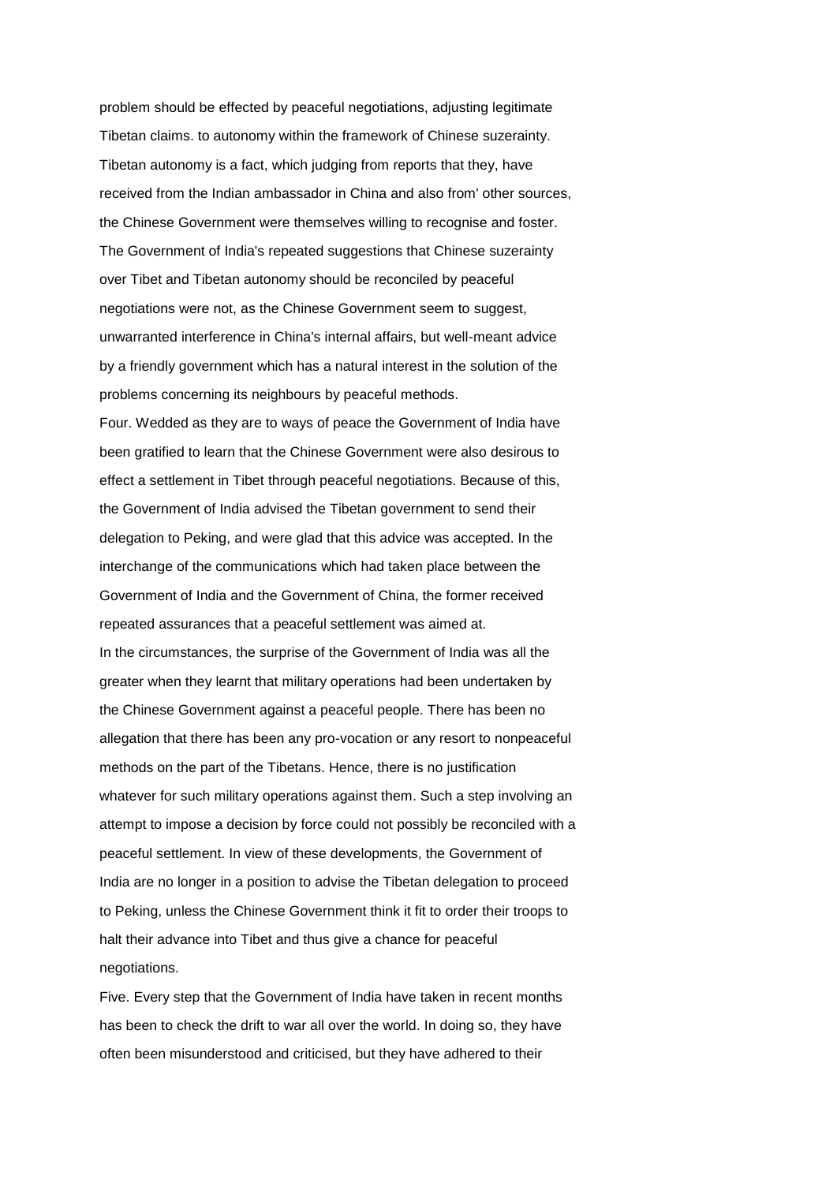problem should be effected by peaceful negotiations, adjusting legitimate Tibetan claims. to autonomy within the framework of Chinese suzerainty. Tibetan autonomy is a fact, which judging from reports that they, have received from the Indian ambassador in China and also from' other sources, the Chinese Government were themselves willing to recognise and foster. The Government of India's repeated suggestions that Chinese suzerainty over Tibet and Tibetan autonomy should be reconciled by peaceful negotiations were not, as the Chinese Government seem to suggest, unwarranted interference in China's internal affairs, but well-meant advice by a friendly government which has a natural interest in the solution of the problems concerning its neighbours by peaceful methods.

Four. Wedded as they are to ways of peace the Government of India have been gratified to learn that the Chinese Government were also desirous to effect a settlement in Tibet through peaceful negotiations. Because of this, the Government of India advised the Tibetan government to send their delegation to Peking, and were glad that this advice was accepted. In the interchange of the communications which had taken place between the Government of India and the Government of China, the former received repeated assurances that a peaceful settlement was aimed at.

In the circumstances, the surprise of the Government of India was all the greater when they learnt that military operations had been undertaken by the Chinese Government against a peaceful people. There has been no allegation that there has been any pro-vocation or any resort to nonpeaceful methods on the part of the Tibetans. Hence, there is no justification whatever for such military operations against them. Such a step involving an attempt to impose a decision by force could not possibly be reconciled with a peaceful settlement. In view of these developments, the Government of India are no longer in a position to advise the Tibetan delegation to proceed to Peking, unless the Chinese Government think it fit to order their troops to halt their advance into Tibet and thus give a chance for peaceful negotiations.

Five. Every step that the Government of India have taken in recent months has been to check the drift to war all over the world. In doing so, they have often been misunderstood and criticised, but they have adhered to their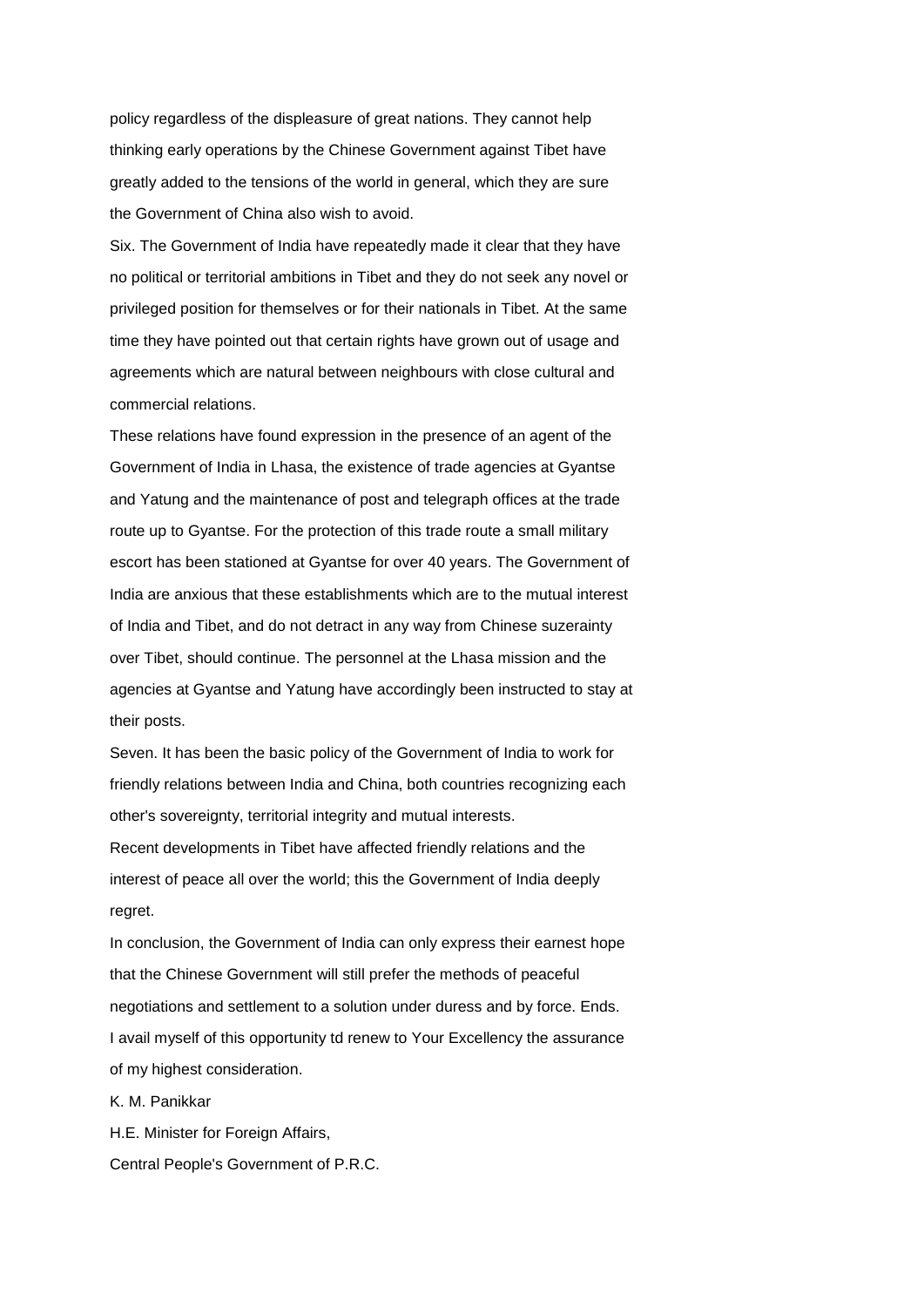policy regardless of the displeasure of great nations. They cannot help thinking early operations by the Chinese Government against Tibet have greatly added to the tensions of the world in general, which they are sure the Government of China also wish to avoid.

Six. The Government of India have repeatedly made it clear that they have no political or territorial ambitions in Tibet and they do not seek any novel or privileged position for themselves or for their nationals in Tibet. At the same time they have pointed out that certain rights have grown out of usage and agreements which are natural between neighbours with close cultural and commercial relations.

These relations have found expression in the presence of an agent of the Government of India in Lhasa, the existence of trade agencies at Gyantse and Yatung and the maintenance of post and telegraph offices at the trade route up to Gyantse. For the protection of this trade route a small military escort has been stationed at Gyantse for over 40 years. The Government of India are anxious that these establishments which are to the mutual interest of India and Tibet, and do not detract in any way from Chinese suzerainty over Tibet, should continue. The personnel at the Lhasa mission and the agencies at Gyantse and Yatung have accordingly been instructed to stay at their posts.

Seven. It has been the basic policy of the Government of India to work for friendly relations between India and China, both countries recognizing each other's sovereignty, territorial integrity and mutual interests.

Recent developments in Tibet have affected friendly relations and the interest of peace all over the world; this the Government of India deeply regret.

In conclusion, the Government of India can only express their earnest hope that the Chinese Government will still prefer the methods of peaceful negotiations and settlement to a solution under duress and by force. Ends.

I avail myself of this opportunity td renew to Your Excellency the assurance of my highest consideration.

K. M. Panikkar

H.E. Minister for Foreign Affairs,

Central People's Government of P.R.C.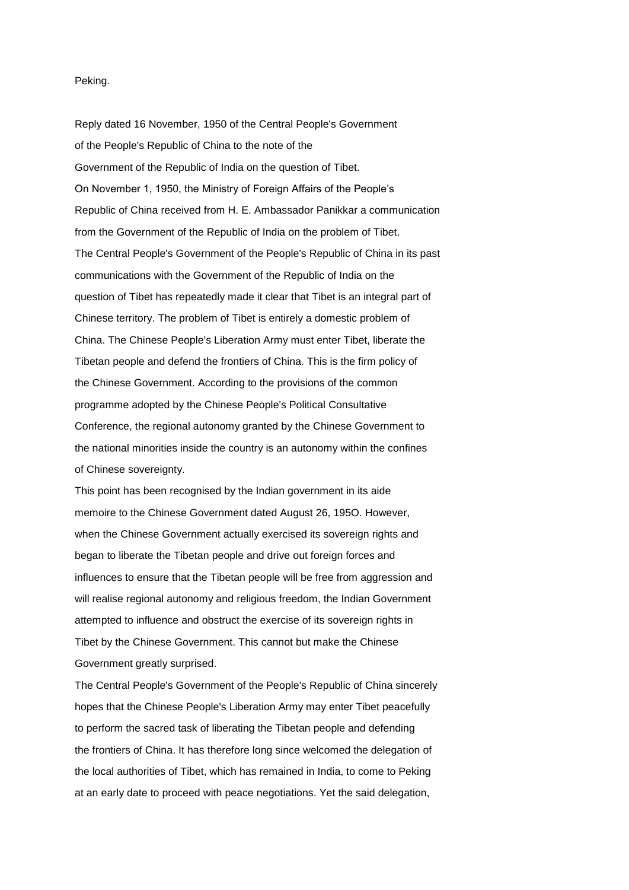Peking.

Reply dated 16 November, 1950 of the Central People's Government of the People's Republic of China to the note of the Government of the Republic of India on the question of Tibet.

On November 1, 1950, the Ministry of Foreign Affairs of the People's Republic of China received from H. E. Ambassador Panikkar a communication from the Government of the Republic of India on the problem of Tibet.

The Central People's Government of the People's Republic of China in its past communications with the Government of the Republic of India on the question of Tibet has repeatedly made it clear that Tibet is an integral part of Chinese territory. The problem of Tibet is entirely a domestic problem of China. The Chinese People's Liberation Army must enter Tibet, liberate the Tibetan people and defend the frontiers of China. This is the firm policy of the Chinese Government. According to the provisions of the common programme adopted by the Chinese People's Political Consultative Conference, the regional autonomy granted by the Chinese Government to the national minorities inside the country is an autonomy within the confines of Chinese sovereignty.

This point has been recognised by the Indian government in its aide memoire to the Chinese Government dated August 26, 195O. However, when the Chinese Government actually exercised its sovereign rights and began to liberate the Tibetan people and drive out foreign forces and influences to ensure that the Tibetan people will be free from aggression and will realise regional autonomy and religious freedom, the Indian Government attempted to influence and obstruct the exercise of its sovereign rights in Tibet by the Chinese Government. This cannot but make the Chinese Government greatly surprised.

The Central People's Government of the People's Republic of China sincerely hopes that the Chinese People's Liberation Army may enter Tibet peacefully to perform the sacred task of liberating the Tibetan people and defending the frontiers of China. It has therefore long since welcomed the delegation of the local authorities of Tibet, which has remained in India, to come to Peking at an early date to proceed with peace negotiations. Yet the said delegation,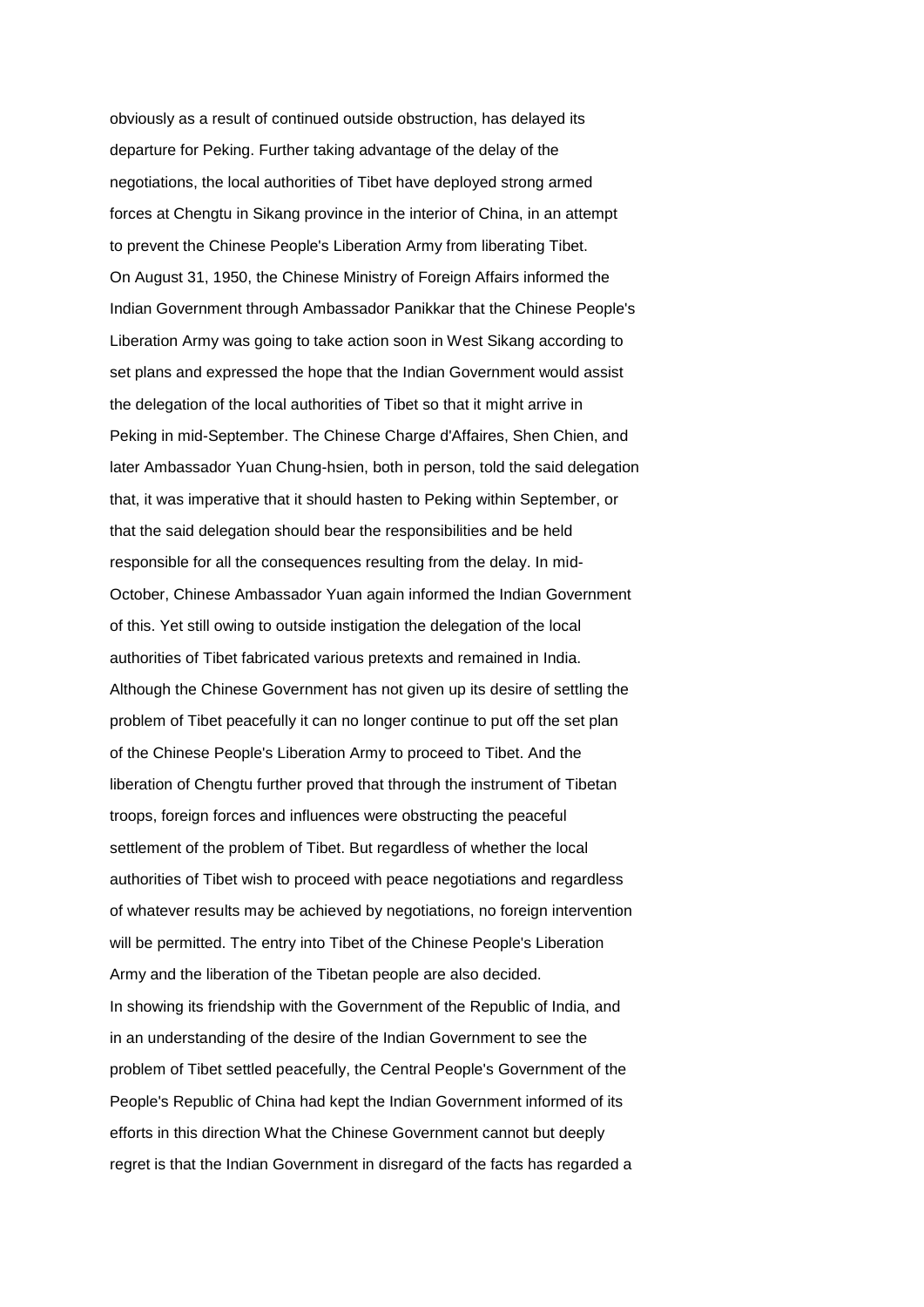obviously as a result of continued outside obstruction, has delayed its departure for Peking. Further taking advantage of the delay of the negotiations, the local authorities of Tibet have deployed strong armed forces at Chengtu in Sikang province in the interior of China, in an attempt to prevent the Chinese People's Liberation Army from liberating Tibet.

On August 31, 1950, the Chinese Ministry of Foreign Affairs informed the Indian Government through Ambassador Panikkar that the Chinese People's Liberation Army was going to take action soon in West Sikang according to set plans and expressed the hope that the Indian Government would assist the delegation of the local authorities of Tibet so that it might arrive in Peking in mid-September. The Chinese Charge d'Affaires, Shen Chien, and later Ambassador Yuan Chung-hsien, both in person, told the said delegation that, it was imperative that it should hasten to Peking within September, or that the said delegation should bear the responsibilities and be held responsible for all the consequences resulting from the delay. In mid-October, Chinese Ambassador Yuan again informed the Indian Government of this. Yet still owing to outside instigation the delegation of the local authorities of Tibet fabricated various pretexts and remained in India.

Although the Chinese Government has not given up its desire of settling the problem of Tibet peacefully it can no longer continue to put off the set plan of the Chinese People's Liberation Army to proceed to Tibet. And the liberation of Chengtu further proved that through the instrument of Tibetan troops, foreign forces and influences were obstructing the peaceful settlement of the problem of Tibet. But regardless of whether the local authorities of Tibet wish to proceed with peace negotiations and regardless of whatever results may be achieved by negotiations, no foreign intervention will be permitted. The entry into Tibet of the Chinese People's Liberation Army and the liberation of the Tibetan people are also decided.

In showing its friendship with the Government of the Republic of India, and in an understanding of the desire of the Indian Government to see the problem of Tibet settled peacefully, the Central People's Government of the People's Republic of China had kept the Indian Government informed of its efforts in this direction What the Chinese Government cannot but deeply regret is that the Indian Government in disregard of the facts has regarded a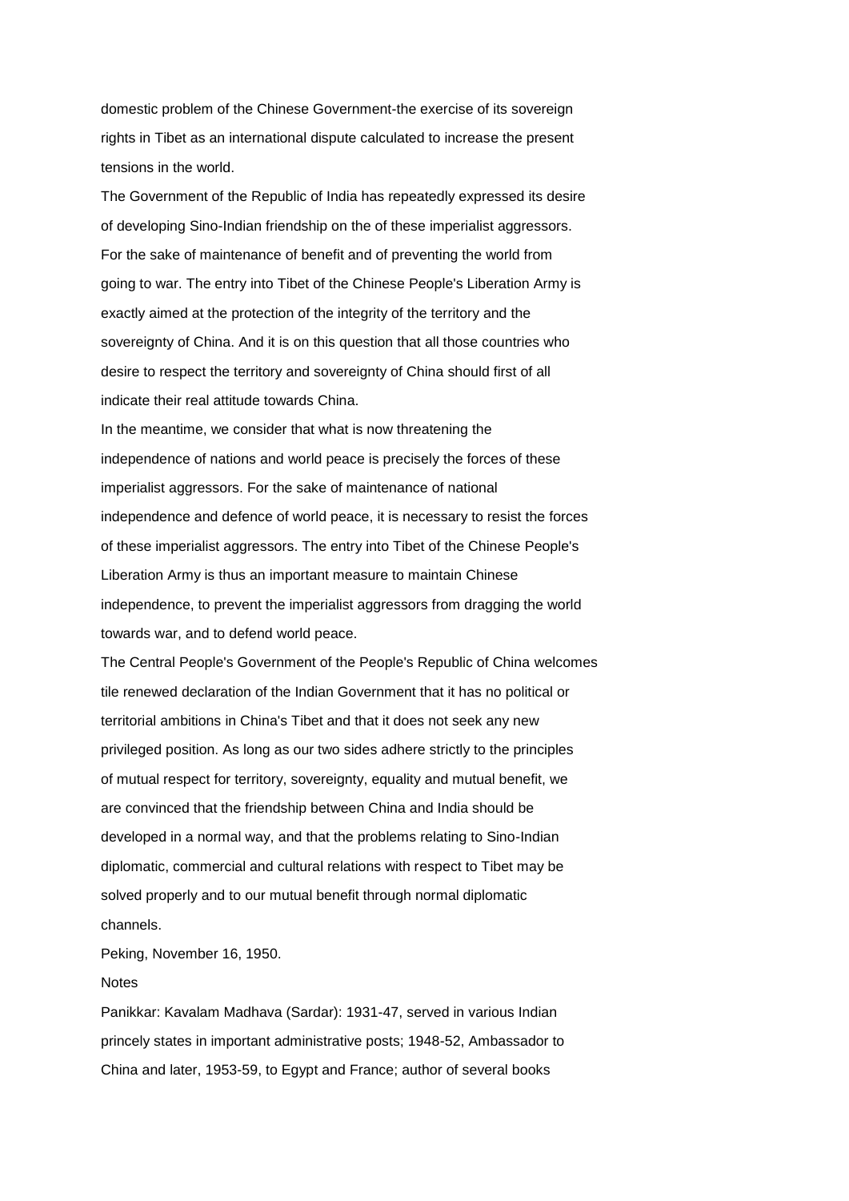domestic problem of the Chinese Government-the exercise of its sovereign rights in Tibet as an international dispute calculated to increase the present tensions in the world.

The Government of the Republic of India has repeatedly expressed its desire of developing Sino-Indian friendship on the of these imperialist aggressors. For the sake of maintenance of benefit and of preventing the world from going to war. The entry into Tibet of the Chinese People's Liberation Army is exactly aimed at the protection of the integrity of the territory and the sovereignty of China. And it is on this question that all those countries who desire to respect the territory and sovereignty of China should first of all indicate their real attitude towards China.

In the meantime, we consider that what is now threatening the independence of nations and world peace is precisely the forces of these imperialist aggressors. For the sake of maintenance of national independence and defence of world peace, it is necessary to resist the forces of these imperialist aggressors. The entry into Tibet of the Chinese People's Liberation Army is thus an important measure to maintain Chinese independence, to prevent the imperialist aggressors from dragging the world towards war, and to defend world peace.

The Central People's Government of the People's Republic of China welcomes tile renewed declaration of the Indian Government that it has no political or territorial ambitions in China's Tibet and that it does not seek any new privileged position. As long as our two sides adhere strictly to the principles of mutual respect for territory, sovereignty, equality and mutual benefit, we are convinced that the friendship between China and India should be developed in a normal way, and that the problems relating to Sino-Indian diplomatic, commercial and cultural relations with respect to Tibet may be solved properly and to our mutual benefit through normal diplomatic channels.

Peking, November 16, 1950.

Notes

Panikkar: Kavalam Madhava (Sardar): 1931-47, served in various Indian princely states in important administrative posts; 1948-52, Ambassador to China and later, 1953-59, to Egypt and France; author of several books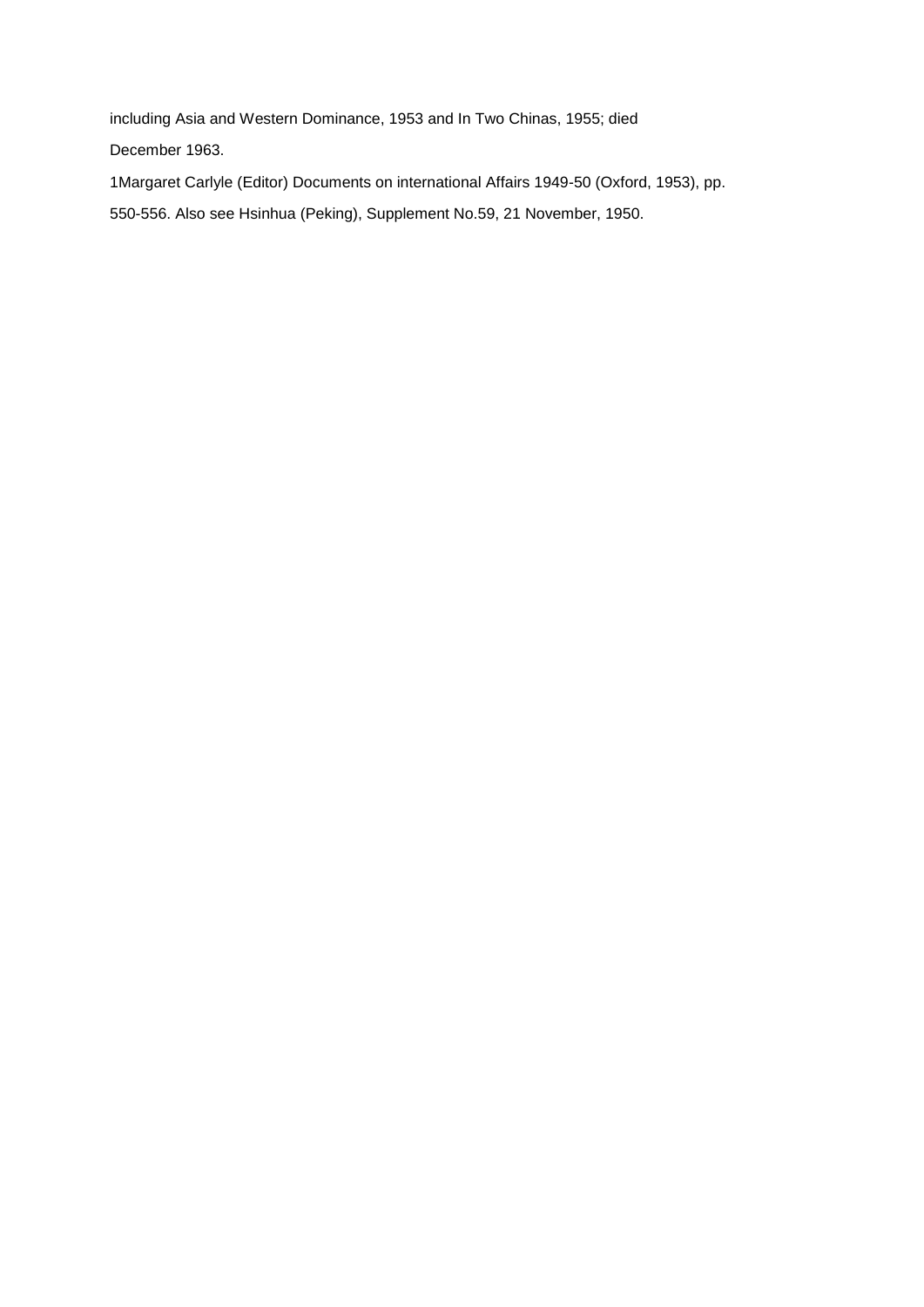including Asia and Western Dominance, 1953 and In Two Chinas, 1955; died December 1963.

[1]Margaret Carlyle (Editor) Documents on international Affairs 1949-50 (Oxford, 1953), pp. 550-556. Also see Hsinhua (Peking), Supplement No.59, 21 November, 1950.